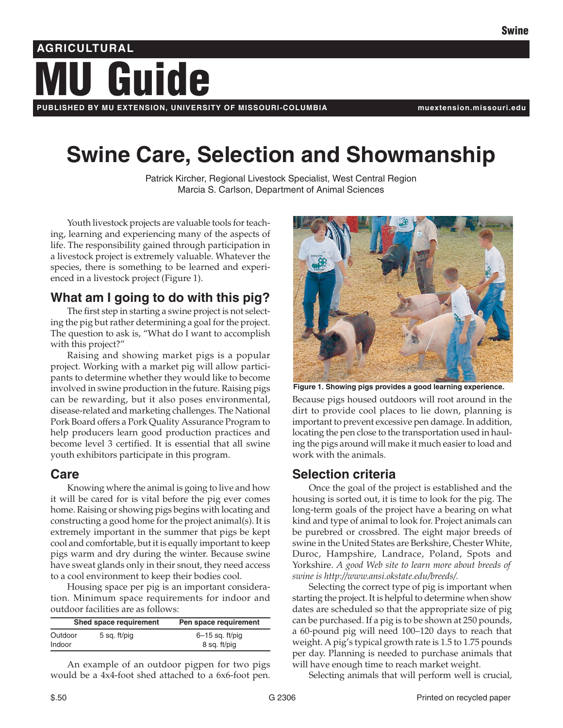Swine

AGRICULTURAL

# MU Guide

PUBLISHED BY MU EXTENSION, UNIVERSITY OF MISSOURI-COLUMBIA    muextension.missouri.edu

# Swine Care, Selection and Showmanship

Patrick Kircher, Regional Livestock Specialist, West Central Region
Marcia S. Carlson, Department of Animal Sciences

Youth livestock projects are valuable tools for teaching, learning and experiencing many of the aspects of life. The responsibility gained through participation in a livestock project is extremely valuable. Whatever the species, there is something to be learned and experienced in a livestock project (Figure 1).

## What am I going to do with this pig?

The first step in starting a swine project is not selecting the pig but rather determining a goal for the project. The question to ask is, "What do I want to accomplish with this project?"

Raising and showing market pigs is a popular project. Working with a market pig will allow participants to determine whether they would like to become involved in swine production in the future. Raising pigs can be rewarding, but it also poses environmental, disease-related and marketing challenges. The National Pork Board offers a Pork Quality Assurance Program to help producers learn good production practices and become level 3 certified. It is essential that all swine youth exhibitors participate in this program.

## Care

Knowing where the animal is going to live and how it will be cared for is vital before the pig ever comes home. Raising or showing pigs begins with locating and constructing a good home for the project animal(s). It is extremely important in the summer that pigs be kept cool and comfortable, but it is equally important to keep pigs warm and dry during the winter. Because swine have sweat glands only in their snout, they need access to a cool environment to keep their bodies cool.

Housing space per pig is an important consideration. Minimum space requirements for indoor and outdoor facilities are as follows:

| | Shed space requirement | Pen space requirement |
|---|---|---|
| Outdoor | 5 sq. ft/pig | 6–15 sq. ft/pig |
| Indoor | | 8 sq. ft/pig |

An example of an outdoor pigpen for two pigs would be a 4x4-foot shed attached to a 6x6-foot pen.

**Figure 1. Showing pigs provides a good learning experience.**

Because pigs housed outdoors will root around in the dirt to provide cool places to lie down, planning is important to prevent excessive pen damage. In addition, locating the pen close to the transportation used in hauling the pigs around will make it much easier to load and work with the animals.

## Selection criteria

Once the goal of the project is established and the housing is sorted out, it is time to look for the pig. The long-term goals of the project have a bearing on what kind and type of animal to look for. Project animals can be purebred or crossbred. The eight major breeds of swine in the United States are Berkshire, Chester White, Duroc, Hampshire, Landrace, Poland, Spots and Yorkshire. *A good Web site to learn more about breeds of swine is http://www.ansi.okstate.edu/breeds/.*

Selecting the correct type of pig is important when starting the project. It is helpful to determine when show dates are scheduled so that the appropriate size of pig can be purchased. If a pig is to be shown at 250 pounds, a 60-pound pig will need 100–120 days to reach that weight. A pig's typical growth rate is 1.5 to 1.75 pounds per day. Planning is needed to purchase animals that will have enough time to reach market weight.

Selecting animals that will perform well is crucial,

$.50    G 2306    Printed on recycled paper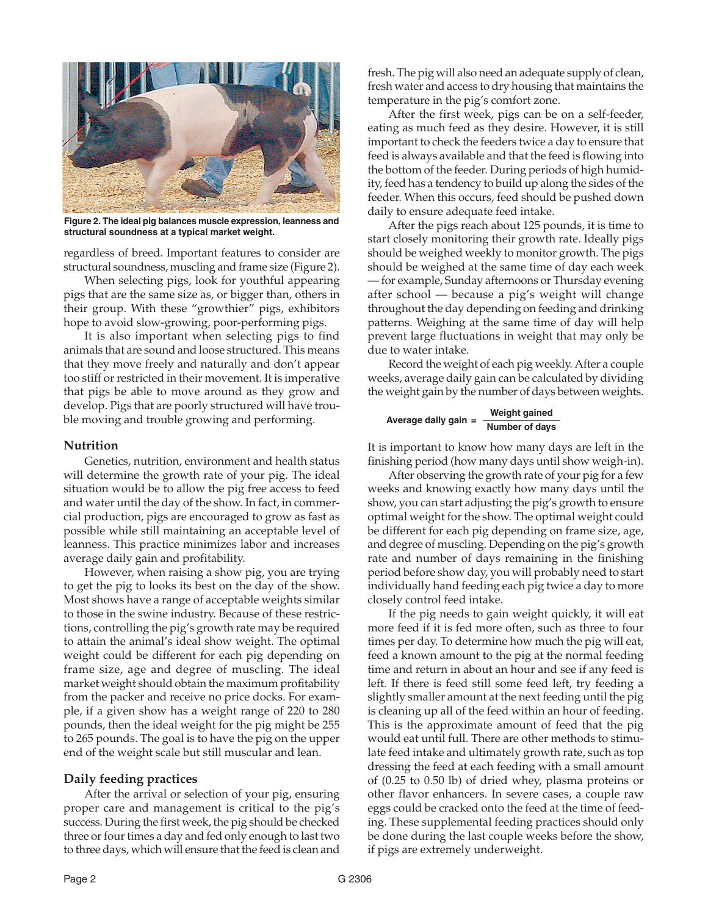Figure 2. The ideal pig balances muscle expression, leanness and structural soundness at a typical market weight.

regardless of breed. Important features to consider are structural soundness, muscling and frame size (Figure 2).

When selecting pigs, look for youthful appearing pigs that are the same size as, or bigger than, others in their group. With these "growthier" pigs, exhibitors hope to avoid slow-growing, poor-performing pigs.

It is also important when selecting pigs to find animals that are sound and loose structured. This means that they move freely and naturally and don't appear too stiff or restricted in their movement. It is imperative that pigs be able to move around as they grow and develop. Pigs that are poorly structured will have trouble moving and trouble growing and performing.

## Nutrition

Genetics, nutrition, environment and health status will determine the growth rate of your pig. The ideal situation would be to allow the pig free access to feed and water until the day of the show. In fact, in commercial production, pigs are encouraged to grow as fast as possible while still maintaining an acceptable level of leanness. This practice minimizes labor and increases average daily gain and profitability.

However, when raising a show pig, you are trying to get the pig to looks its best on the day of the show. Most shows have a range of acceptable weights similar to those in the swine industry. Because of these restrictions, controlling the pig's growth rate may be required to attain the animal's ideal show weight. The optimal weight could be different for each pig depending on frame size, age and degree of muscling. The ideal market weight should obtain the maximum profitability from the packer and receive no price docks. For example, if a given show has a weight range of 220 to 280 pounds, then the ideal weight for the pig might be 255 to 265 pounds. The goal is to have the pig on the upper end of the weight scale but still muscular and lean.

## Daily feeding practices

After the arrival or selection of your pig, ensuring proper care and management is critical to the pig's success. During the first week, the pig should be checked three or four times a day and fed only enough to last two to three days, which will ensure that the feed is clean and fresh. The pig will also need an adequate supply of clean, fresh water and access to dry housing that maintains the temperature in the pig's comfort zone.

After the first week, pigs can be on a self-feeder, eating as much feed as they desire. However, it is still important to check the feeders twice a day to ensure that feed is always available and that the feed is flowing into the bottom of the feeder. During periods of high humidity, feed has a tendency to build up along the sides of the feeder. When this occurs, feed should be pushed down daily to ensure adequate feed intake.

After the pigs reach about 125 pounds, it is time to start closely monitoring their growth rate. Ideally pigs should be weighed weekly to monitor growth. The pigs should be weighed at the same time of day each week — for example, Sunday afternoons or Thursday evening after school — because a pig's weight will change throughout the day depending on feeding and drinking patterns. Weighing at the same time of day will help prevent large fluctuations in weight that may only be due to water intake.

Record the weight of each pig weekly. After a couple weeks, average daily gain can be calculated by dividing the weight gain by the number of days between weights.

$$\text{Average daily gain} = \frac{\text{Weight gained}}{\text{Number of days}}$$

It is important to know how many days are left in the finishing period (how many days until show weigh-in).

After observing the growth rate of your pig for a few weeks and knowing exactly how many days until the show, you can start adjusting the pig's growth to ensure optimal weight for the show. The optimal weight could be different for each pig depending on frame size, age, and degree of muscling. Depending on the pig's growth rate and number of days remaining in the finishing period before show day, you will probably need to start individually hand feeding each pig twice a day to more closely control feed intake.

If the pig needs to gain weight quickly, it will eat more feed if it is fed more often, such as three to four times per day. To determine how much the pig will eat, feed a known amount to the pig at the normal feeding time and return in about an hour and see if any feed is left. If there is feed still some feed left, try feeding a slightly smaller amount at the next feeding until the pig is cleaning up all of the feed within an hour of feeding. This is the approximate amount of feed that the pig would eat until full. There are other methods to stimulate feed intake and ultimately growth rate, such as top dressing the feed at each feeding with a small amount of (0.25 to 0.50 lb) of dried whey, plasma proteins or other flavor enhancers. In severe cases, a couple raw eggs could be cracked onto the feed at the time of feeding. These supplemental feeding practices should only be done during the last couple weeks before the show, if pigs are extremely underweight.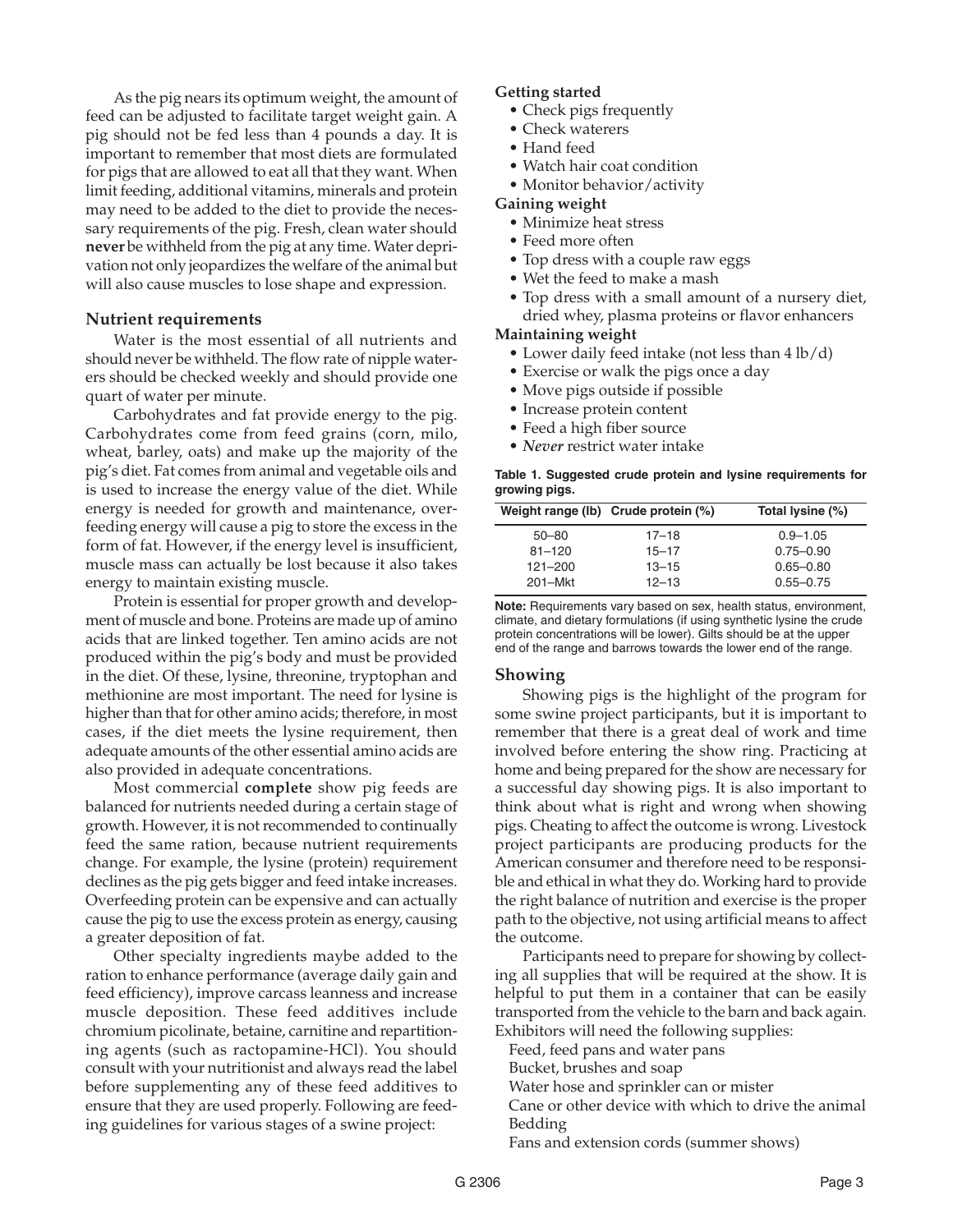As the pig nears its optimum weight, the amount of feed can be adjusted to facilitate target weight gain. A pig should not be fed less than 4 pounds a day. It is important to remember that most diets are formulated for pigs that are allowed to eat all that they want. When limit feeding, additional vitamins, minerals and protein may need to be added to the diet to provide the necessary requirements of the pig. Fresh, clean water should **never** be withheld from the pig at any time. Water deprivation not only jeopardizes the welfare of the animal but will also cause muscles to lose shape and expression.

### Nutrient requirements

Water is the most essential of all nutrients and should never be withheld. The flow rate of nipple waterers should be checked weekly and should provide one quart of water per minute.

Carbohydrates and fat provide energy to the pig. Carbohydrates come from feed grains (corn, milo, wheat, barley, oats) and make up the majority of the pig's diet. Fat comes from animal and vegetable oils and is used to increase the energy value of the diet. While energy is needed for growth and maintenance, overfeeding energy will cause a pig to store the excess in the form of fat. However, if the energy level is insufficient, muscle mass can actually be lost because it also takes energy to maintain existing muscle.

Protein is essential for proper growth and development of muscle and bone. Proteins are made up of amino acids that are linked together. Ten amino acids are not produced within the pig's body and must be provided in the diet. Of these, lysine, threonine, tryptophan and methionine are most important. The need for lysine is higher than that for other amino acids; therefore, in most cases, if the diet meets the lysine requirement, then adequate amounts of the other essential amino acids are also provided in adequate concentrations.

Most commercial **complete** show pig feeds are balanced for nutrients needed during a certain stage of growth. However, it is not recommended to continually feed the same ration, because nutrient requirements change. For example, the lysine (protein) requirement declines as the pig gets bigger and feed intake increases. Overfeeding protein can be expensive and can actually cause the pig to use the excess protein as energy, causing a greater deposition of fat.

Other specialty ingredients maybe added to the ration to enhance performance (average daily gain and feed efficiency), improve carcass leanness and increase muscle deposition. These feed additives include chromium picolinate, betaine, carnitine and repartitioning agents (such as ractopamine-HCl). You should consult with your nutritionist and always read the label before supplementing any of these feed additives to ensure that they are used properly. Following are feeding guidelines for various stages of a swine project:

**Getting started**
- Check pigs frequently
- Check waterers
- Hand feed
- Watch hair coat condition
- Monitor behavior/activity

**Gaining weight**
- Minimize heat stress
- Feed more often
- Top dress with a couple raw eggs
- Wet the feed to make a mash
- Top dress with a small amount of a nursery diet, dried whey, plasma proteins or flavor enhancers

**Maintaining weight**
- Lower daily feed intake (not less than 4 lb/d)
- Exercise or walk the pigs once a day
- Move pigs outside if possible
- Increase protein content
- Feed a high fiber source
- ***Never*** restrict water intake

**Table 1. Suggested crude protein and lysine requirements for growing pigs.**

| Weight range (lb) | Crude protein (%) | Total lysine (%) |
|---|---|---|
| 50–80 | 17–18 | 0.9–1.05 |
| 81–120 | 15–17 | 0.75–0.90 |
| 121–200 | 13–15 | 0.65–0.80 |
| 201–Mkt | 12–13 | 0.55–0.75 |

**Note:** Requirements vary based on sex, health status, environment, climate, and dietary formulations (if using synthetic lysine the crude protein concentrations will be lower). Gilts should be at the upper end of the range and barrows towards the lower end of the range.

### Showing

Showing pigs is the highlight of the program for some swine project participants, but it is important to remember that there is a great deal of work and time involved before entering the show ring. Practicing at home and being prepared for the show are necessary for a successful day showing pigs. It is also important to think about what is right and wrong when showing pigs. Cheating to affect the outcome is wrong. Livestock project participants are producing products for the American consumer and therefore need to be responsible and ethical in what they do. Working hard to provide the right balance of nutrition and exercise is the proper path to the objective, not using artificial means to affect the outcome.

Participants need to prepare for showing by collecting all supplies that will be required at the show. It is helpful to put them in a container that can be easily transported from the vehicle to the barn and back again. Exhibitors will need the following supplies:

Feed, feed pans and water pans
Bucket, brushes and soap
Water hose and sprinkler can or mister
Cane or other device with which to drive the animal
Bedding
Fans and extension cords (summer shows)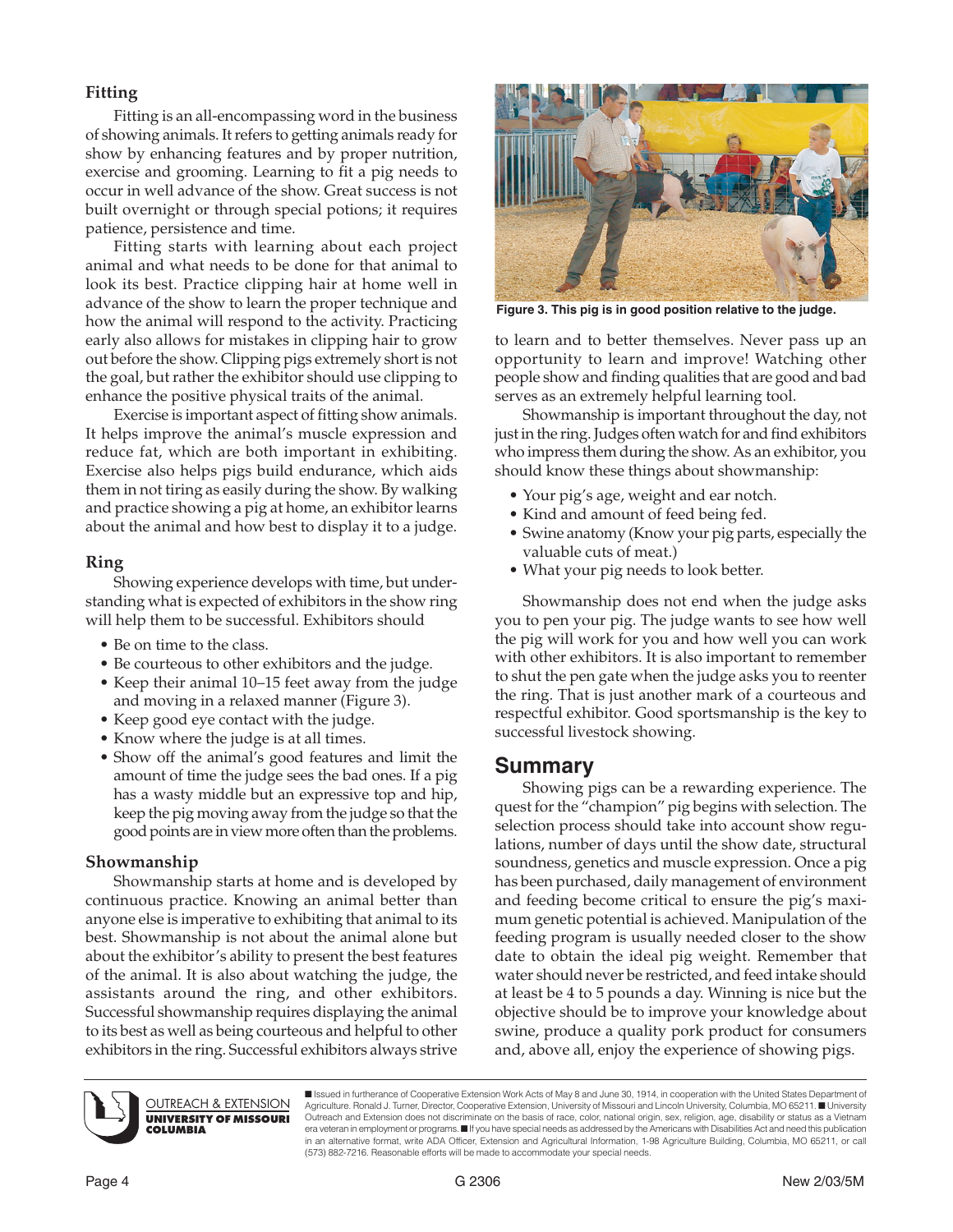### Fitting

Fitting is an all-encompassing word in the business of showing animals. It refers to getting animals ready for show by enhancing features and by proper nutrition, exercise and grooming. Learning to fit a pig needs to occur in well advance of the show. Great success is not built overnight or through special potions; it requires patience, persistence and time.

Fitting starts with learning about each project animal and what needs to be done for that animal to look its best. Practice clipping hair at home well in advance of the show to learn the proper technique and how the animal will respond to the activity. Practicing early also allows for mistakes in clipping hair to grow out before the show. Clipping pigs extremely short is not the goal, but rather the exhibitor should use clipping to enhance the positive physical traits of the animal.

Exercise is important aspect of fitting show animals. It helps improve the animal's muscle expression and reduce fat, which are both important in exhibiting. Exercise also helps pigs build endurance, which aids them in not tiring as easily during the show. By walking and practice showing a pig at home, an exhibitor learns about the animal and how best to display it to a judge.

### Ring

Showing experience develops with time, but understanding what is expected of exhibitors in the show ring will help them to be successful. Exhibitors should

- Be on time to the class.
- Be courteous to other exhibitors and the judge.
- Keep their animal 10–15 feet away from the judge and moving in a relaxed manner (Figure 3).
- Keep good eye contact with the judge.
- Know where the judge is at all times.
- Show off the animal's good features and limit the amount of time the judge sees the bad ones. If a pig has a wasty middle but an expressive top and hip, keep the pig moving away from the judge so that the good points are in view more often than the problems.

### Showmanship

Showmanship starts at home and is developed by continuous practice. Knowing an animal better than anyone else is imperative to exhibiting that animal to its best. Showmanship is not about the animal alone but about the exhibitor's ability to present the best features of the animal. It is also about watching the judge, the assistants around the ring, and other exhibitors. Successful showmanship requires displaying the animal to its best as well as being courteous and helpful to other exhibitors in the ring. Successful exhibitors always strive to learn and to better themselves. Never pass up an opportunity to learn and improve! Watching other people show and finding qualities that are good and bad serves as an extremely helpful learning tool.

**Figure 3. This pig is in good position relative to the judge.**

Showmanship is important throughout the day, not just in the ring. Judges often watch for and find exhibitors who impress them during the show. As an exhibitor, you should know these things about showmanship:

- Your pig's age, weight and ear notch.
- Kind and amount of feed being fed.
- Swine anatomy (Know your pig parts, especially the valuable cuts of meat.)
- What your pig needs to look better.

Showmanship does not end when the judge asks you to pen your pig. The judge wants to see how well the pig will work for you and how well you can work with other exhibitors. It is also important to remember to shut the pen gate when the judge asks you to reenter the ring. That is just another mark of a courteous and respectful exhibitor. Good sportsmanship is the key to successful livestock showing.

## Summary

Showing pigs can be a rewarding experience. The quest for the "champion" pig begins with selection. The selection process should take into account show regulations, number of days until the show date, structural soundness, genetics and muscle expression. Once a pig has been purchased, daily management of environment and feeding become critical to ensure the pig's maximum genetic potential is achieved. Manipulation of the feeding program is usually needed closer to the show date to obtain the ideal pig weight. Remember that water should never be restricted, and feed intake should at least be 4 to 5 pounds a day. Winning is nice but the objective should be to improve your knowledge about swine, produce a quality pork product for consumers and, above all, enjoy the experience of showing pigs.

OUTREACH & EXTENSION
UNIVERSITY OF MISSOURI
COLUMBIA

■ Issued in furtherance of Cooperative Extension Work Acts of May 8 and June 30, 1914, in cooperation with the United States Department of Agriculture. Ronald J. Turner, Director, Cooperative Extension, University of Missouri and Lincoln University, Columbia, MO 65211. ■ University Outreach and Extension does not discriminate on the basis of race, color, national origin, sex, religion, age, disability or status as a Vietnam era veteran in employment or programs. ■ If you have special needs as addressed by the Americans with Disabilities Act and need this publication in an alternative format, write ADA Officer, Extension and Agricultural Information, 1-98 Agriculture Building, Columbia, MO 65211, or call (573) 882-7216. Reasonable efforts will be made to accommodate your special needs.

G 2306 New 2/03/5M